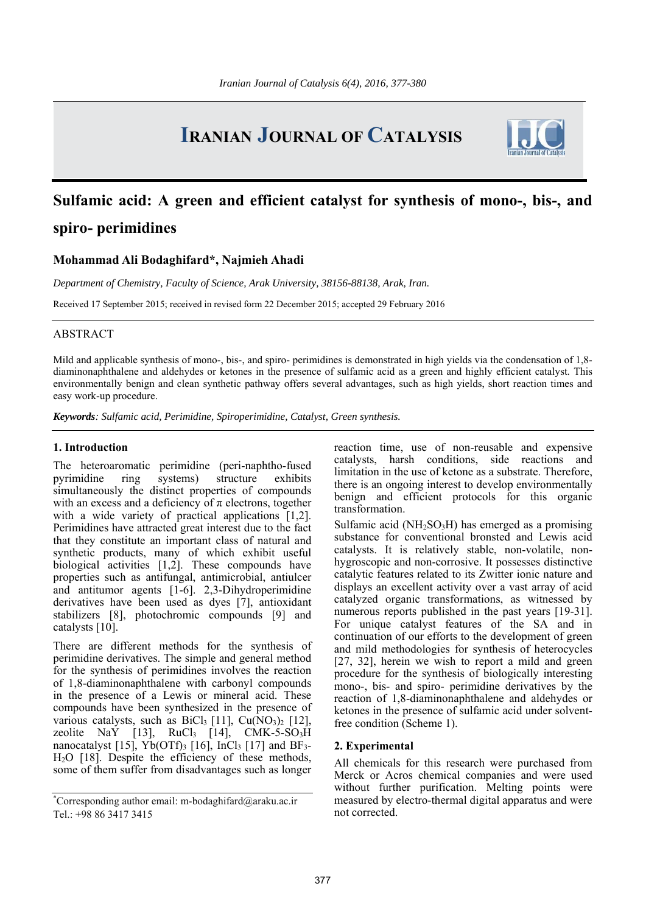# Sulfamic acid: A green and efficient catalyst for synthesis of mono-, bis-, and spiro- perimidines

**Mohammad Ali Bodaghifard*, Najmieh Ahadi**

*Department of Chemistry, Faculty of Science, Arak University, 38156-88138, Arak, Iran.*

Received 17 September 2015; received in revised form 22 December 2015; accepted 29 February 2016

## ABSTRACT

Mild and applicable synthesis of mono-, bis-, and spiro- perimidines is demonstrated in high yields via the condensation of 1,8-diaminonaphthalene and aldehydes or ketones in the presence of sulfamic acid as a green and highly efficient catalyst. This environmentally benign and clean synthetic pathway offers several advantages, such as high yields, short reaction times and easy work-up procedure.

***Keywords**: Sulfamic acid, Perimidine, Spiroperimidine, Catalyst, Green synthesis.*

## 1. Introduction

The heteroaromatic perimidine (peri-naphtho-fused pyrimidine ring systems) structure exhibits simultaneously the distinct properties of compounds with an excess and a deficiency of π electrons, together with a wide variety of practical applications [1,2]. Perimidines have attracted great interest due to the fact that they constitute an important class of natural and synthetic products, many of which exhibit useful biological activities [1,2]. These compounds have properties such as antifungal, antimicrobial, antiulcer and antitumor agents [1-6]. 2,3-Dihydroperimidine derivatives have been used as dyes [7], antioxidant stabilizers [8], photochromic compounds [9] and catalysts [10].

There are different methods for the synthesis of perimidine derivatives. The simple and general method for the synthesis of perimidines involves the reaction of 1,8-diaminonaphthalene with carbonyl compounds in the presence of a Lewis or mineral acid. These compounds have been synthesized in the presence of various catalysts, such as $BiCl_3$ [11], $Cu(NO_3)_2$ [12], zeolite NaY [13], $RuCl_3$ [14], CMK-5-$SO_3H$ nanocatalyst [15], $Yb(OTf)_3$ [16], $InCl_3$ [17] and $BF_3$-$H_2O$ [18]. Despite the efficiency of these methods, some of them suffer from disadvantages such as longer reaction time, use of non-reusable and expensive catalysts, harsh conditions, side reactions and limitation in the use of ketone as a substrate. Therefore, there is an ongoing interest to develop environmentally benign and efficient protocols for this organic transformation.

Sulfamic acid ($NH_2SO_3H$) has emerged as a promising substance for conventional bronsted and Lewis acid catalysts. It is relatively stable, non-volatile, non-hygroscopic and non-corrosive. It possesses distinctive catalytic features related to its Zwitter ionic nature and displays an excellent activity over a vast array of acid catalyzed organic transformations, as witnessed by numerous reports published in the past years [19-31]. For unique catalyst features of the SA and in continuation of our efforts to the development of green and mild methodologies for synthesis of heterocycles [27, 32], herein we wish to report a mild and green procedure for the synthesis of biologically interesting mono-, bis- and spiro- perimidine derivatives by the reaction of 1,8-diaminonaphthalene and aldehydes or ketones in the presence of sulfamic acid under solvent-free condition (Scheme 1).

## 2. Experimental

All chemicals for this research were purchased from Merck or Acros chemical companies and were used without further purification. Melting points were measured by electro-thermal digital apparatus and were not corrected.

*Corresponding author email: m-bodaghifard@araku.ac.ir
Tel.: +98 86 3417 3415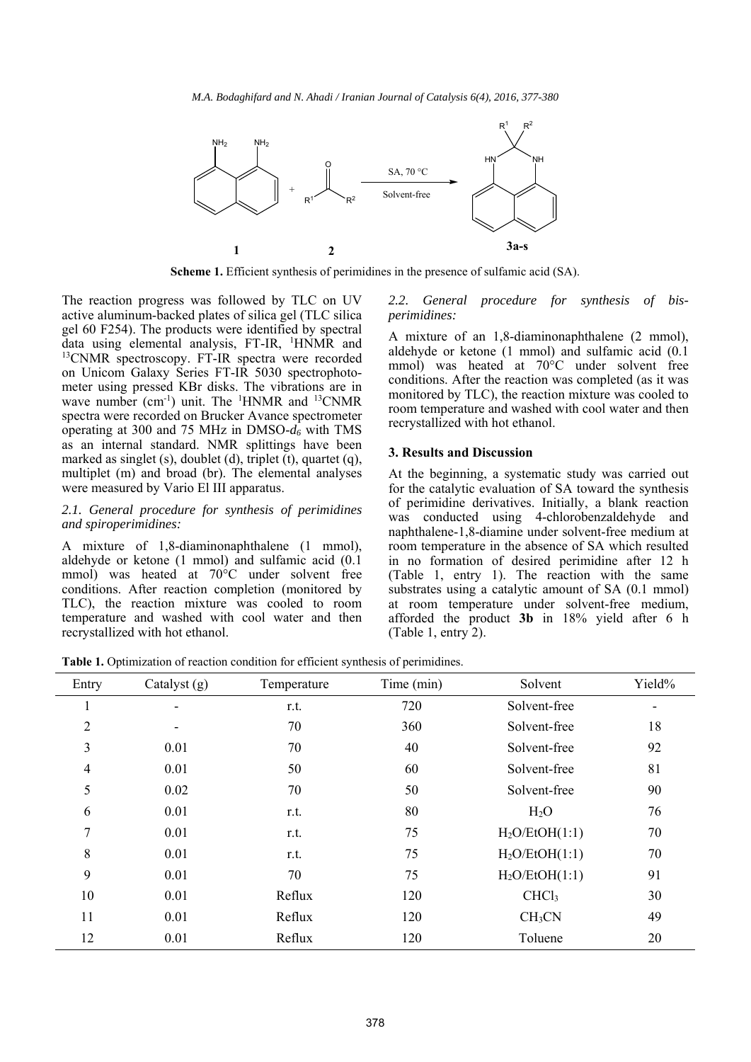**Scheme 1.** Efficient synthesis of perimidines in the presence of sulfamic acid (SA).

The reaction progress was followed by TLC on UV active aluminum-backed plates of silica gel (TLC silica gel 60 F254). The products were identified by spectral data using elemental analysis, FT-IR, [1]HNMR and [13]CNMR spectroscopy. FT-IR spectra were recorded on Unicom Galaxy Series FT-IR 5030 spectrophotometer using pressed KBr disks. The vibrations are in wave number ($cm^{-1}$) unit. The [1]HNMR and [13]CNMR spectra were recorded on Brucker Avance spectrometer operating at 300 and 75 MHz in DMSO-$d_6$ with TMS as an internal standard. NMR splittings have been marked as singlet (s), doublet (d), triplet (t), quartet (q), multiplet (m) and broad (br). The elemental analyses were measured by Vario El III apparatus.

### *2.1. General procedure for synthesis of perimidines and spiroperimidines:*

A mixture of 1,8-diaminonaphthalene (1 mmol), aldehyde or ketone (1 mmol) and sulfamic acid (0.1 mmol) was heated at 70°C under solvent free conditions. After reaction completion (monitored by TLC), the reaction mixture was cooled to room temperature and washed with cool water and then recrystallized with hot ethanol.

### *2.2. General procedure for synthesis of bis-perimidines:*

A mixture of an 1,8-diaminonaphthalene (2 mmol), aldehyde or ketone (1 mmol) and sulfamic acid (0.1 mmol) was heated at 70°C under solvent free conditions. After the reaction was completed (as it was monitored by TLC), the reaction mixture was cooled to room temperature and washed with cool water and then recrystallized with hot ethanol.

## 3. Results and Discussion

At the beginning, a systematic study was carried out for the catalytic evaluation of SA toward the synthesis of perimidine derivatives. Initially, a blank reaction was conducted using 4-chlorobenzaldehyde and naphthalene-1,8-diamine under solvent-free medium at room temperature in the absence of SA which resulted in no formation of desired perimidine after 12 h (Table 1, entry 1). The reaction with the same substrates using a catalytic amount of SA (0.1 mmol) at room temperature under solvent-free medium, afforded the product **3b** in 18% yield after 6 h (Table 1, entry 2).

**Table 1.** Optimization of reaction condition for efficient synthesis of perimidines.

| Entry | Catalyst (g) | Temperature | Time (min) | Solvent | Yield% |
|---|---|---|---|---|---|
| 1 | - | r.t. | 720 | Solvent-free | - |
| 2 | - | 70 | 360 | Solvent-free | 18 |
| 3 | 0.01 | 70 | 40 | Solvent-free | 92 |
| 4 | 0.01 | 50 | 60 | Solvent-free | 81 |
| 5 | 0.02 | 70 | 50 | Solvent-free | 90 |
| 6 | 0.01 | r.t. | 80 | $H_2O$ | 76 |
| 7 | 0.01 | r.t. | 75 | $H_2O$/EtOH(1:1) | 70 |
| 8 | 0.01 | r.t. | 75 | $H_2O$/EtOH(1:1) | 70 |
| 9 | 0.01 | 70 | 75 | $H_2O$/EtOH(1:1) | 91 |
| 10 | 0.01 | Reflux | 120 | $CHCl_3$ | 30 |
| 11 | 0.01 | Reflux | 120 | $CH_3CN$ | 49 |
| 12 | 0.01 | Reflux | 120 | Toluene | 20 |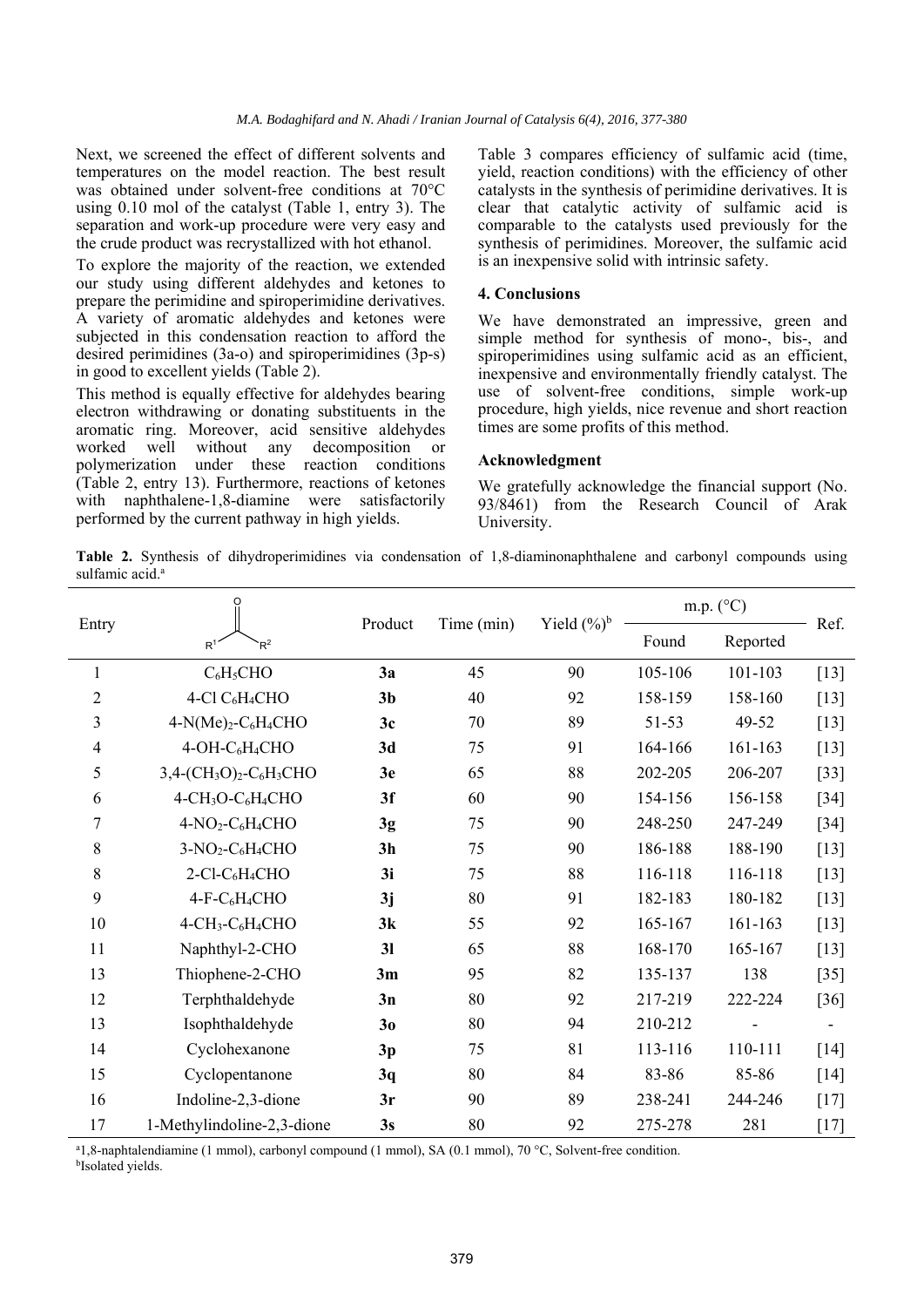Next, we screened the effect of different solvents and temperatures on the model reaction. The best result was obtained under solvent-free conditions at 70°C using 0.10 mol of the catalyst (Table 1, entry 3). The separation and work-up procedure were very easy and the crude product was recrystallized with hot ethanol.

To explore the majority of the reaction, we extended our study using different aldehydes and ketones to prepare the perimidine and spiroperimidine derivatives. A variety of aromatic aldehydes and ketones were subjected in this condensation reaction to afford the desired perimidines (3a-o) and spiroperimidines (3p-s) in good to excellent yields (Table 2).

This method is equally effective for aldehydes bearing electron withdrawing or donating substituents in the aromatic ring. Moreover, acid sensitive aldehydes worked well without any decomposition or polymerization under these reaction conditions (Table 2, entry 13). Furthermore, reactions of ketones with naphthalene-1,8-diamine were satisfactorily performed by the current pathway in high yields.

Table 3 compares efficiency of sulfamic acid (time, yield, reaction conditions) with the efficiency of other catalysts in the synthesis of perimidine derivatives. It is clear that catalytic activity of sulfamic acid is comparable to the catalysts used previously for the synthesis of perimidines. Moreover, the sulfamic acid is an inexpensive solid with intrinsic safety.

## 4. Conclusions

We have demonstrated an impressive, green and simple method for synthesis of mono-, bis-, and spiroperimidines using sulfamic acid as an efficient, inexpensive and environmentally friendly catalyst. The use of solvent-free conditions, simple work-up procedure, high yields, nice revenue and short reaction times are some profits of this method.

### Acknowledgment

We gratefully acknowledge the financial support (No. 93/8461) from the Research Council of Arak University.

**Table 2.** Synthesis of dihydroperimidines via condensation of 1,8-diaminonaphthalene and carbonyl compounds using sulfamic acid.[a]

| Entry | $R^1C(O)R^2$ | Product | Time (min) | Yield (%)[b] | m.p. (°C) | | Ref. |
|---|---|---|---|---|---|---|---|
| | | | | | Found | Reported | |
| 1 | $C_6H_5CHO$ | **3a** | 45 | 90 | 105-106 | 101-103 | [13] |
| 2 | 4-Cl $C_6H_4CHO$ | **3b** | 40 | 92 | 158-159 | 158-160 | [13] |
| 3 | 4-$N(Me)_2$-$C_6H_4CHO$ | **3c** | 70 | 89 | 51-53 | 49-52 | [13] |
| 4 | 4-OH-$C_6H_4CHO$ | **3d** | 75 | 91 | 164-166 | 161-163 | [13] |
| 5 | 3,4-$(CH_3O)_2$-$C_6H_3CHO$ | **3e** | 65 | 88 | 202-205 | 206-207 | [33] |
| 6 | 4-$CH_3O$-$C_6H_4CHO$ | **3f** | 60 | 90 | 154-156 | 156-158 | [34] |
| 7 | 4-$NO_2$-$C_6H_4CHO$ | **3g** | 75 | 90 | 248-250 | 247-249 | [34] |
| 8 | 3-$NO_2$-$C_6H_4CHO$ | **3h** | 75 | 90 | 186-188 | 188-190 | [13] |
| 8 | 2-Cl-$C_6H_4CHO$ | **3i** | 75 | 88 | 116-118 | 116-118 | [13] |
| 9 | 4-F-$C_6H_4CHO$ | **3j** | 80 | 91 | 182-183 | 180-182 | [13] |
| 10 | 4-$CH_3$-$C_6H_4CHO$ | **3k** | 55 | 92 | 165-167 | 161-163 | [13] |
| 11 | Naphthyl-2-CHO | **3l** | 65 | 88 | 168-170 | 165-167 | [13] |
| 13 | Thiophene-2-CHO | **3m** | 95 | 82 | 135-137 | 138 | [35] |
| 12 | Terphthaldehyde | **3n** | 80 | 92 | 217-219 | 222-224 | [36] |
| 13 | Isophthaldehyde | **3o** | 80 | 94 | 210-212 | - | - |
| 14 | Cyclohexanone | **3p** | 75 | 81 | 113-116 | 110-111 | [14] |
| 15 | Cyclopentanone | **3q** | 80 | 84 | 83-86 | 85-86 | [14] |
| 16 | Indoline-2,3-dione | **3r** | 90 | 89 | 238-241 | 244-246 | [17] |
| 17 | 1-Methylindoline-2,3-dione | **3s** | 80 | 92 | 275-278 | 281 | [17] |

[a] 1,8-naphtalendiamine (1 mmol), carbonyl compound (1 mmol), SA (0.1 mmol), 70 °C, Solvent-free condition.
[b] Isolated yields.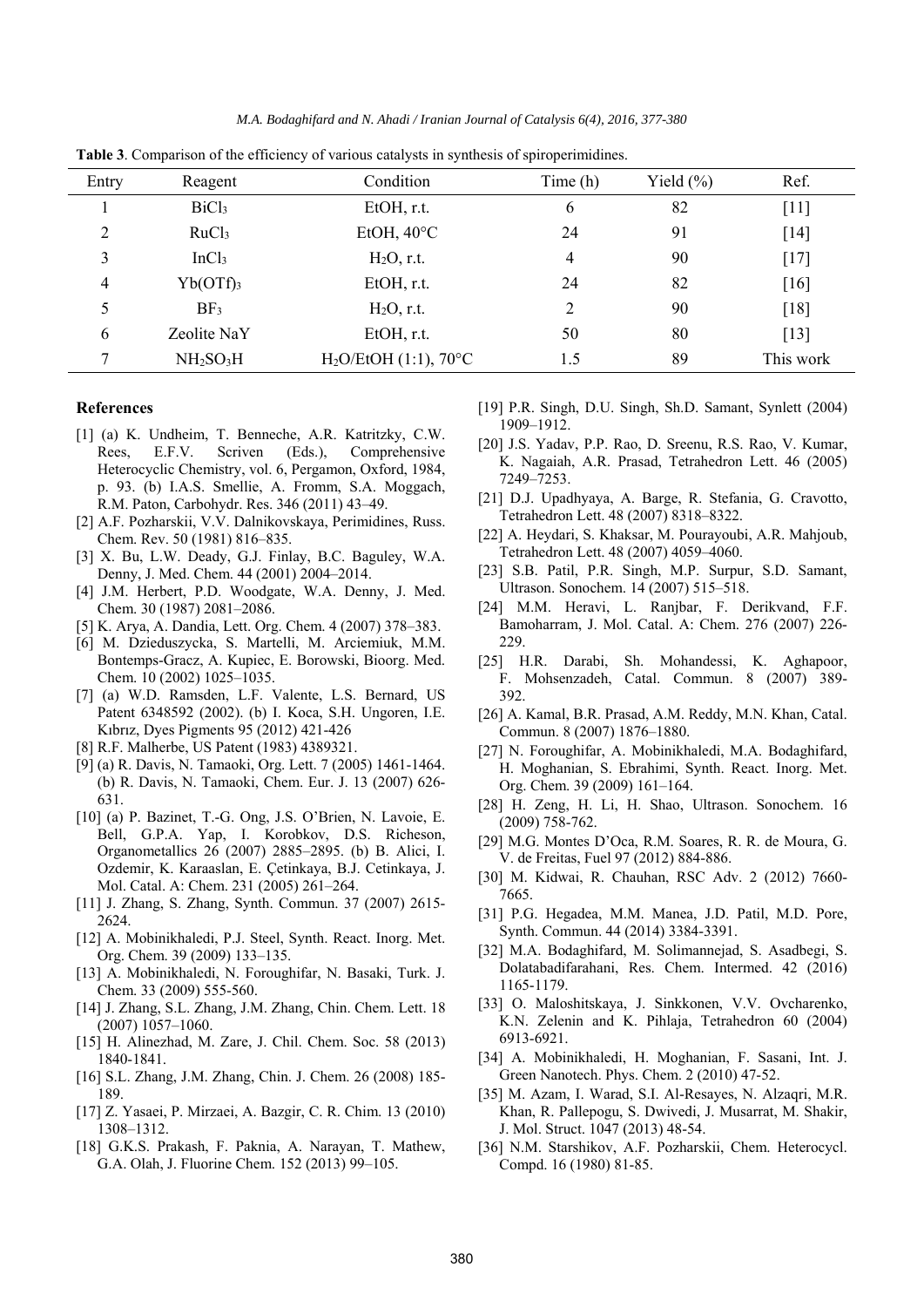**Table 3**. Comparison of the efficiency of various catalysts in synthesis of spiroperimidines.

| Entry | Reagent | Condition | Time (h) | Yield (%) | Ref. |
|---|---|---|---|---|---|
| 1 | $BiCl_3$ | EtOH, r.t. | 6 | 82 | [11] |
| 2 | $RuCl_3$ | EtOH, 40°C | 24 | 91 | [14] |
| 3 | $InCl_3$ | $H_2O$, r.t. | 4 | 90 | [17] |
| 4 | $Yb(OTf)_3$ | EtOH, r.t. | 24 | 82 | [16] |
| 5 | $BF_3$ | $H_2O$, r.t. | 2 | 90 | [18] |
| 6 | Zeolite NaY | EtOH, r.t. | 50 | 80 | [13] |
| 7 | $NH_2SO_3H$ | $H_2O$/EtOH (1:1), 70°C | 1.5 | 89 | This work |

## References

[1] (a) K. Undheim, T. Benneche, A.R. Katritzky, C.W. Rees, E.F.V. Scriven (Eds.), Comprehensive Heterocyclic Chemistry, vol. 6, Pergamon, Oxford, 1984, p. 93. (b) I.A.S. Smellie, A. Fromm, S.A. Moggach, R.M. Paton, Carbohydr. Res. 346 (2011) 43–49.

[2] A.F. Pozharskii, V.V. Dalnikovskaya, Perimidines, Russ. Chem. Rev. 50 (1981) 816–835.

[3] X. Bu, L.W. Deady, G.J. Finlay, B.C. Baguley, W.A. Denny, J. Med. Chem. 44 (2001) 2004–2014.

[4] J.M. Herbert, P.D. Woodgate, W.A. Denny, J. Med. Chem. 30 (1987) 2081–2086.

[5] K. Arya, A. Dandia, Lett. Org. Chem. 4 (2007) 378–383.

[6] M. Dzieduszycka, S. Martelli, M. Arciemiuk, M.M. Bontemps-Gracz, A. Kupiec, E. Borowski, Bioorg. Med. Chem. 10 (2002) 1025–1035.

[7] (a) W.D. Ramsden, L.F. Valente, L.S. Bernard, US Patent 6348592 (2002). (b) I. Koca, S.H. Ungoren, I.E. Kıbrız, Dyes Pigments 95 (2012) 421-426

[8] R.F. Malherbe, US Patent (1983) 4389321.

[9] (a) R. Davis, N. Tamaoki, Org. Lett. 7 (2005) 1461-1464. (b) R. Davis, N. Tamaoki, Chem. Eur. J. 13 (2007) 626-631.

[10] (a) P. Bazinet, T.-G. Ong, J.S. O'Brien, N. Lavoie, E. Bell, G.P.A. Yap, I. Korobkov, D.S. Richeson, Organometallics 26 (2007) 2885–2895. (b) B. Alici, I. Ozdemir, K. Karaaslan, E. Çetinkaya, B.J. Cetinkaya, J. Mol. Catal. A: Chem. 231 (2005) 261–264.

[11] J. Zhang, S. Zhang, Synth. Commun. 37 (2007) 2615-2624.

[12] A. Mobinikhaledi, P.J. Steel, Synth. React. Inorg. Met. Org. Chem. 39 (2009) 133–135.

[13] A. Mobinikhaledi, N. Foroughifar, N. Basaki, Turk. J. Chem. 33 (2009) 555-560.

[14] J. Zhang, S.L. Zhang, J.M. Zhang, Chin. Chem. Lett. 18 (2007) 1057–1060.

[15] H. Alinezhad, M. Zare, J. Chil. Chem. Soc. 58 (2013) 1840-1841.

[16] S.L. Zhang, J.M. Zhang, Chin. J. Chem. 26 (2008) 185-189.

[17] Z. Yasaei, P. Mirzaei, A. Bazgir, C. R. Chim. 13 (2010) 1308–1312.

[18] G.K.S. Prakash, F. Paknia, A. Narayan, T. Mathew, G.A. Olah, J. Fluorine Chem. 152 (2013) 99–105.

[19] P.R. Singh, D.U. Singh, Sh.D. Samant, Synlett (2004) 1909–1912.

[20] J.S. Yadav, P.P. Rao, D. Sreenu, R.S. Rao, V. Kumar, K. Nagaiah, A.R. Prasad, Tetrahedron Lett. 46 (2005) 7249–7253.

[21] D.J. Upadhyaya, A. Barge, R. Stefania, G. Cravotto, Tetrahedron Lett. 48 (2007) 8318–8322.

[22] A. Heydari, S. Khaksar, M. Pourayoubi, A.R. Mahjoub, Tetrahedron Lett. 48 (2007) 4059–4060.

[23] S.B. Patil, P.R. Singh, M.P. Surpur, S.D. Samant, Ultrason. Sonochem. 14 (2007) 515–518.

[24] M.M. Heravi, L. Ranjbar, F. Derikvand, F.F. Bamoharram, J. Mol. Catal. A: Chem. 276 (2007) 226-229.

[25] H.R. Darabi, Sh. Mohandessi, K. Aghapoor, F. Mohsenzadeh, Catal. Commun. 8 (2007) 389-392.

[26] A. Kamal, B.R. Prasad, A.M. Reddy, M.N. Khan, Catal. Commun. 8 (2007) 1876–1880.

[27] N. Foroughifar, A. Mobinikhaledi, M.A. Bodaghifard, H. Moghanian, S. Ebrahimi, Synth. React. Inorg. Met. Org. Chem. 39 (2009) 161–164.

[28] H. Zeng, H. Li, H. Shao, Ultrason. Sonochem. 16 (2009) 758-762.

[29] M.G. Montes D'Oca, R.M. Soares, R. R. de Moura, G. V. de Freitas, Fuel 97 (2012) 884-886.

[30] M. Kidwai, R. Chauhan, RSC Adv. 2 (2012) 7660-7665.

[31] P.G. Hegadea, M.M. Manea, J.D. Patil, M.D. Pore, Synth. Commun. 44 (2014) 3384-3391.

[32] M.A. Bodaghifard, M. Solimannejad, S. Asadbegi, S. Dolatabadifarahani, Res. Chem. Intermed. 42 (2016) 1165-1179.

[33] O. Maloshitskaya, J. Sinkkonen, V.V. Ovcharenko, K.N. Zelenin and K. Pihlaja, Tetrahedron 60 (2004) 6913-6921.

[34] A. Mobinikhaledi, H. Moghanian, F. Sasani, Int. J. Green Nanotech. Phys. Chem. 2 (2010) 47-52.

[35] M. Azam, I. Warad, S.I. Al-Resayes, N. Alzaqri, M.R. Khan, R. Pallepogu, S. Dwivedi, J. Musarrat, M. Shakir, J. Mol. Struct. 1047 (2013) 48-54.

[36] N.M. Starshikov, A.F. Pozharskii, Chem. Heterocycl. Compd. 16 (1980) 81-85.